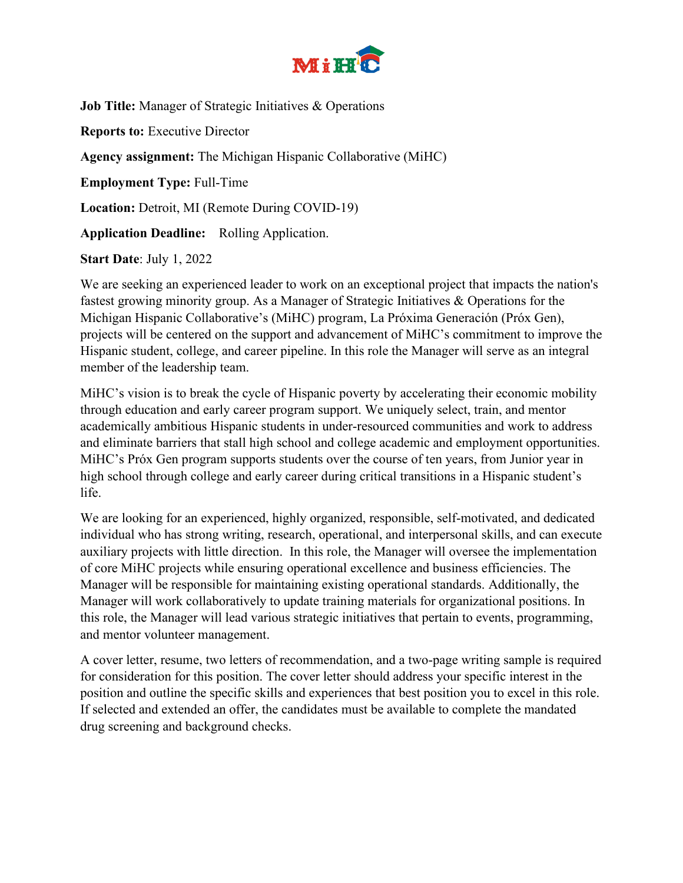**Job Title:** Manager of Strategic Initiatives & Operations

**Reports to:** Executive Director

**Agency assignment:** The Michigan Hispanic Collaborative (MiHC)

**Employment Type:** Full-Time

**Location:** Detroit, MI (Remote During COVID-19)

**Application Deadline:** Rolling Application.

**Start Date**: July 1, 2022

We are seeking an experienced leader to work on an exceptional project that impacts the nation's fastest growing minority group. As a Manager of Strategic Initiatives & Operations for the Michigan Hispanic Collaborative's (MiHC) program, La Próxima Generación (Próx Gen), projects will be centered on the support and advancement of MiHC's commitment to improve the Hispanic student, college, and career pipeline. In this role the Manager will serve as an integral member of the leadership team.

MiHC's vision is to break the cycle of Hispanic poverty by accelerating their economic mobility through education and early career program support. We uniquely select, train, and mentor academically ambitious Hispanic students in under-resourced communities and work to address and eliminate barriers that stall high school and college academic and employment opportunities. MiHC's Próx Gen program supports students over the course of ten years, from Junior year in high school through college and early career during critical transitions in a Hispanic student's life.

We are looking for an experienced, highly organized, responsible, self-motivated, and dedicated individual who has strong writing, research, operational, and interpersonal skills, and can execute auxiliary projects with little direction. In this role, the Manager will oversee the implementation of core MiHC projects while ensuring operational excellence and business efficiencies. The Manager will be responsible for maintaining existing operational standards. Additionally, the Manager will work collaboratively to update training materials for organizational positions. In this role, the Manager will lead various strategic initiatives that pertain to events, programming, and mentor volunteer management.

A cover letter, resume, two letters of recommendation, and a two-page writing sample is required for consideration for this position. The cover letter should address your specific interest in the position and outline the specific skills and experiences that best position you to excel in this role. If selected and extended an offer, the candidates must be available to complete the mandated drug screening and background checks.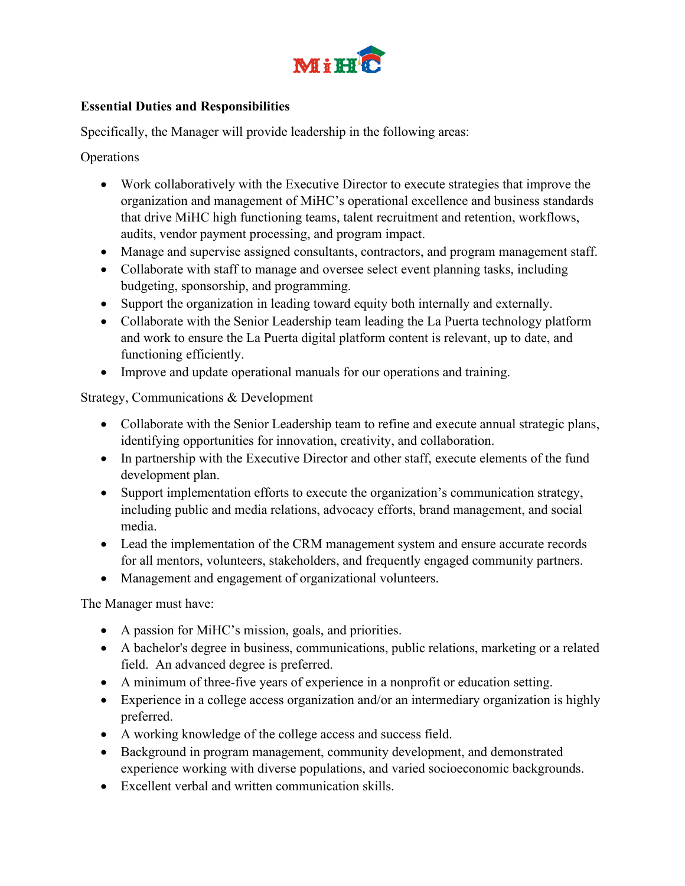**Essential Duties and Responsibilities**

Specifically, the Manager will provide leadership in the following areas:

Operations

- Work collaboratively with the Executive Director to execute strategies that improve the organization and management of MiHC's operational excellence and business standards that drive MiHC high functioning teams, talent recruitment and retention, workflows, audits, vendor payment processing, and program impact.
- Manage and supervise assigned consultants, contractors, and program management staff.
- Collaborate with staff to manage and oversee select event planning tasks, including budgeting, sponsorship, and programming.
- Support the organization in leading toward equity both internally and externally.
- Collaborate with the Senior Leadership team leading the La Puerta technology platform and work to ensure the La Puerta digital platform content is relevant, up to date, and functioning efficiently.
- Improve and update operational manuals for our operations and training.

Strategy, Communications & Development

- Collaborate with the Senior Leadership team to refine and execute annual strategic plans, identifying opportunities for innovation, creativity, and collaboration.
- In partnership with the Executive Director and other staff, execute elements of the fund development plan.
- Support implementation efforts to execute the organization's communication strategy, including public and media relations, advocacy efforts, brand management, and social media.
- Lead the implementation of the CRM management system and ensure accurate records for all mentors, volunteers, stakeholders, and frequently engaged community partners.
- Management and engagement of organizational volunteers.

The Manager must have:

- A passion for MiHC's mission, goals, and priorities.
- A bachelor's degree in business, communications, public relations, marketing or a related field. An advanced degree is preferred.
- A minimum of three-five years of experience in a nonprofit or education setting.
- Experience in a college access organization and/or an intermediary organization is highly preferred.
- A working knowledge of the college access and success field.
- Background in program management, community development, and demonstrated experience working with diverse populations, and varied socioeconomic backgrounds.
- Excellent verbal and written communication skills.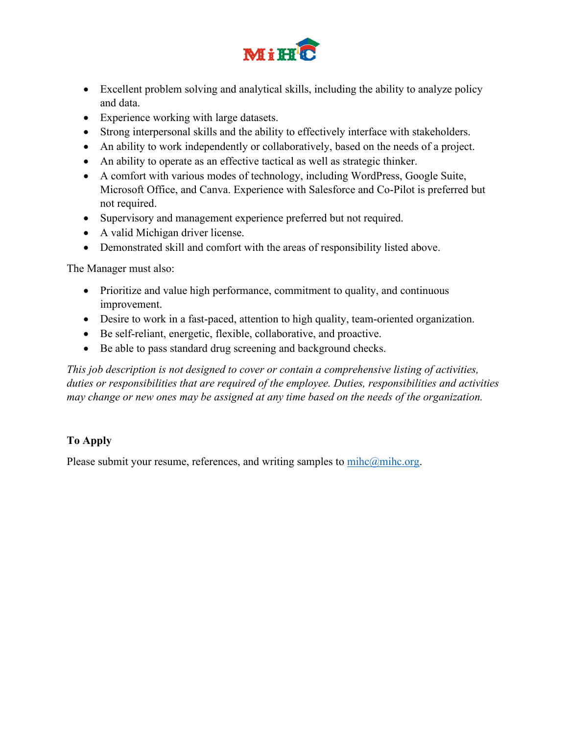- Excellent problem solving and analytical skills, including the ability to analyze policy and data.
- Experience working with large datasets.
- Strong interpersonal skills and the ability to effectively interface with stakeholders.
- An ability to work independently or collaboratively, based on the needs of a project.
- An ability to operate as an effective tactical as well as strategic thinker.
- A comfort with various modes of technology, including WordPress, Google Suite, Microsoft Office, and Canva. Experience with Salesforce and Co-Pilot is preferred but not required.
- Supervisory and management experience preferred but not required.
- A valid Michigan driver license.
- Demonstrated skill and comfort with the areas of responsibility listed above.

The Manager must also:

- Prioritize and value high performance, commitment to quality, and continuous improvement.
- Desire to work in a fast-paced, attention to high quality, team-oriented organization.
- Be self-reliant, energetic, flexible, collaborative, and proactive.
- Be able to pass standard drug screening and background checks.

*This job description is not designed to cover or contain a comprehensive listing of activities, duties or responsibilities that are required of the employee. Duties, responsibilities and activities may change or new ones may be assigned at any time based on the needs of the organization.*

**To Apply**

Please submit your resume, references, and writing samples to mihc@mihc.org.